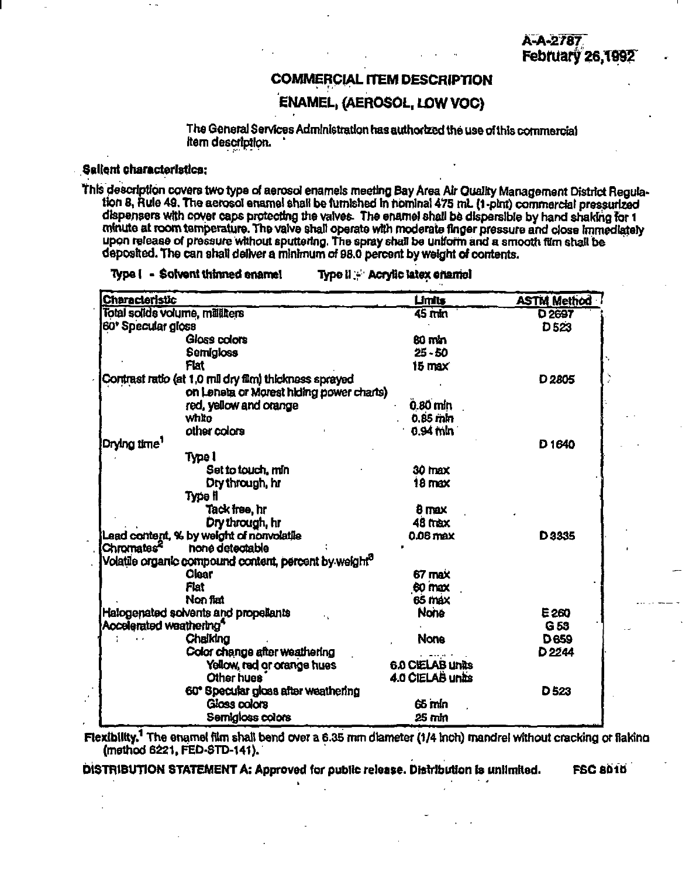A-A-2787
February 26,1992

# COMMERCIAL ITEM DESCRIPTION

## ENAMEL, (AEROSOL, LOW VOC)

The General Services Administration has authorized the use of this commercial item description.

**Salient characteristics:**

This description covers two type of aerosol enamels meeting Bay Area Air Quality Management District Regulation 8, Rule 49. The aerosol enamel shall be furnished in nominal 475 mL (1-pint) commercial pressurized dispensers with cover caps protecting the valves. The enamel shall be dispersible by hand shaking for 1 minute at room temperature. The valve shall operate with moderate finger pressure and close immediately upon release of pressure without sputtering. The spray shall be uniform and a smooth film shall be deposited. The can shall deliver a minimum of 98.0 percent by weight of contents.

Type I - Solvent thinned enamel    Type II - Acrylic latex enamel

| Characteristic | Limits | ASTM Method |
|---|---|---|
| Total solids volume, milliliters | 45 min | D 2697 |
| 60° Specular gloss | | D 523 |
| Gloss colors | 80 min | |
| Semigloss | 25 - 50 | |
| Flat | 15 max | |
| Contrast ratio (at 1.0 mil dry film) thickness sprayed on Leneta or Morest hiding power charts) | | D 2805 |
| red, yellow and orange | 0.80 min | |
| white | 0.85 min | |
| other colors | 0.94 min | |
| Drying time[1] | | D 1640 |
| Type I | | |
| Set to touch, min | 30 max | |
| Dry through, hr | 18 max | |
| Type II | | |
| Tack free, hr | 8 max | |
| Dry through, hr | 48 max | |
| Lead content, % by weight of nonvolatile | 0.06 max | D 3335 |
| Chromates[2] none detectable | | |
| Volatile organic compound content, percent by weight[3] | | |
| Clear | 67 max | |
| Flat | 60 max | |
| Non flat | 65 max | |
| Halogenated solvents and propellants | None | E 260 |
| Accelerated weathering[4] | | G 53 |
| Chalking | None | D 659 |
| Color change after weathering | | D 2244 |
| Yellow, red or orange hues | 6.0 CIELAB units | |
| Other hues | 4.0 CIELAB units | |
| 60° Specular gloss after weathering | | D 523 |
| Gloss colors | 65 min | |
| Semigloss colors | 25 min | |

**Flexibility.**[1] The enamel film shall bend over a 6.35 mm diameter (1/4 inch) mandrel without cracking or flaking (method 6221, FED-STD-141).

**DISTRIBUTION STATEMENT A: Approved for public release. Distribution is unlimited.** **FSC 8010**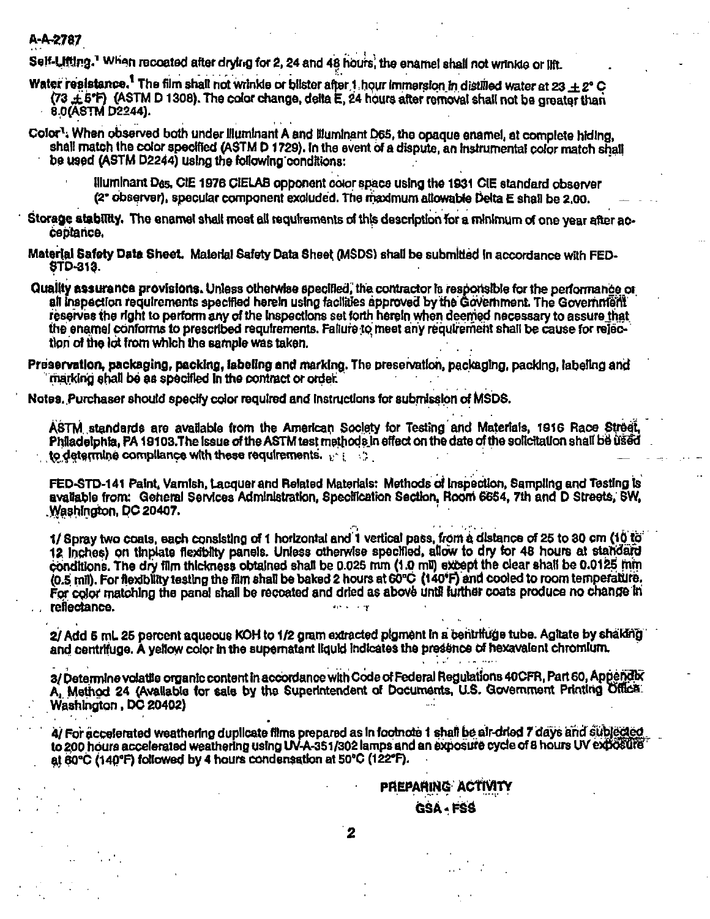**Self-Lifting.**[1] When recoated after drying for 2, 24 and 48 hours, the enamel shall not wrinkle or lift.

**Water resistance.**[1] The film shall not wrinkle or blister after 1 hour immersion in distilled water at 23 ± 2° C (73 ± 5°F) (ASTM D 1308). The color change, delta E, 24 hours after removal shall not be greater than 8.0(ASTM D2244).

**Color**[1]. When observed both under Illuminant A and Illuminant D65, the opaque enamel, at complete hiding, shall match the color specified (ASTM D 1729). In the event of a dispute, an instrumental color match shall be used (ASTM D2244) using the following conditions:

> Illuminant $D_{65}$, CIE 1976 CIELAB opponent color space using the 1931 CIE standard observer (2° observer), specular component excluded. The maximum allowable Delta E shall be 2.00.

**Storage stability.** The enamel shall meet all requirements of this description for a minimum of one year after acceptance.

**Material Safety Data Sheet.** Material Safety Data Sheet (MSDS) shall be submitted in accordance with FED-STD-313.

**Quality assurance provisions.** Unless otherwise specified, the contractor is responsible for the performance of all inspection requirements specified herein using facilities approved by the Government. The Government reserves the right to perform any of the inspections set forth herein when deemed necessary to assure that the enamel conforms to prescribed requirements. Failure to meet any requirement shall be cause for rejection of the lot from which the sample was taken.

**Preservation, packaging, packing, labeling and marking.** The preservation, packaging, packing, labeling and marking shall be as specified in the contract or order.

**Notes.** Purchaser should specify color required and instructions for submission of MSDS.

ASTM standards are available from the American Society for Testing and Materials, 1916 Race Street, Philadelphia, PA 19103. The issue of the ASTM test methods in effect on the date of the solicitation shall be used to determine compliance with these requirements.

FED-STD-141 Paint, Varnish, Lacquer and Related Materials: Methods of Inspection, Sampling and Testing is available from: General Services Administration, Specification Section, Room 6654, 7th and D Streets, SW, Washington, DC 20407.

1/ Spray two coats, each consisting of 1 horizontal and 1 vertical pass, from a distance of 25 to 30 cm (10 to 12 inches) on tinplate flexibity panels. Unless otherwise specified, allow to dry for 48 hours at standard conditions. The dry film thickness obtained shall be 0.025 mm (1.0 mil) except the clear shall be 0.0125 mm (0.5 mil). For flexibility testing the film shall be baked 2 hours at 60°C (140°F) and cooled to room temperature. For color matching the panel shall be recoated and dried as above until further coats produce no change in reflectance.

2/ Add 5 mL 25 percent aqueous KOH to 1/2 gram extracted pigment in a centrifuge tube. Agitate by shaking and centrifuge. A yellow color in the supernatant liquid indicates the presence of hexavalent chromium.

3/ Determine volatile organic content in accordance with Code of Federal Regulations 40CFR, Part 60, Appendix A, Method 24 (Available for sale by the Superintendent of Documents, U.S. Government Printing Office Washington, DC 20402)

4/ For accelerated weathering duplicate films prepared as in footnote 1 shall be air-dried 7 days and subjected to 200 hours accelerated weathering using UV-A-351/302 lamps and an exposure cycle of 8 hours UV exposure at 60°C (140°F) followed by 4 hours condensation at 50°C (122°F).

**PREPARING ACTIVITY**

**GSA - FSS**